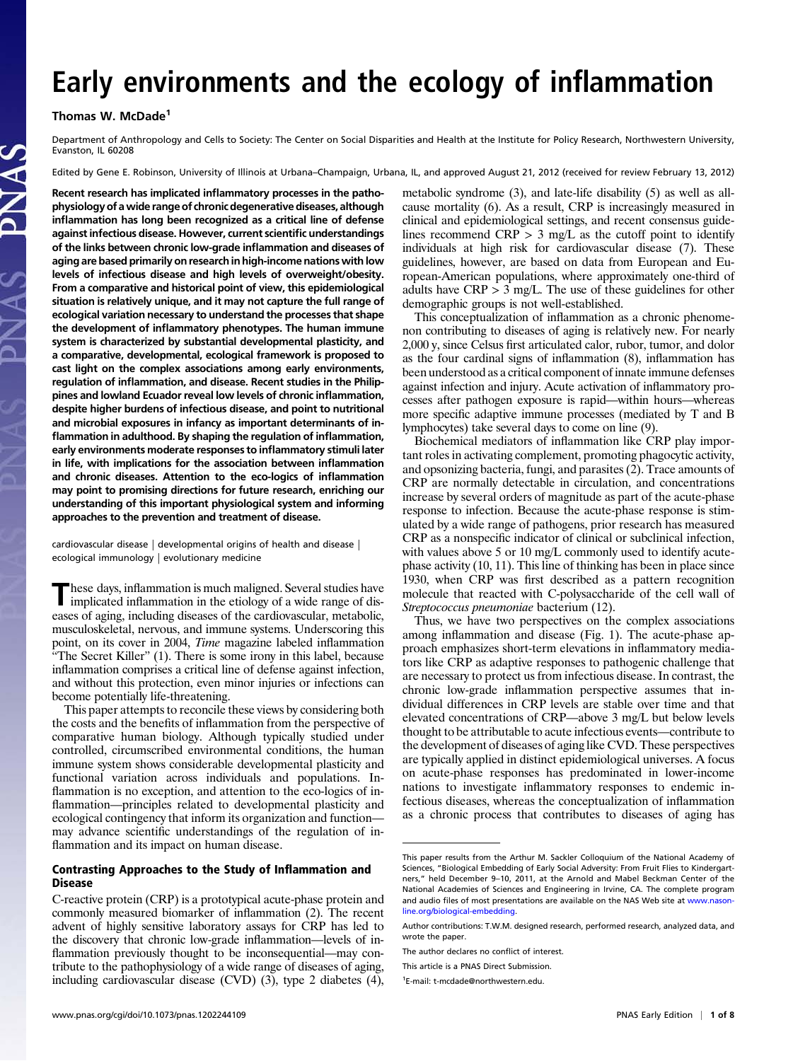# Early environments and the ecology of inflammation

**Thomas W. McDade**[1]

Department of Anthropology and Cells to Society: The Center on Social Disparities and Health at the Institute for Policy Research, Northwestern University, Evanston, IL 60208

Edited by Gene E. Robinson, University of Illinois at Urbana–Champaign, Urbana, IL, and approved August 21, 2012 (received for review February 13, 2012)

**Recent research has implicated inflammatory processes in the pathophysiology of a wide range of chronic degenerative diseases, although inflammation has long been recognized as a critical line of defense against infectious disease. However, current scientific understandings of the links between chronic low-grade inflammation and diseases of aging are based primarily on research in high-income nations with low levels of infectious disease and high levels of overweight/obesity. From a comparative and historical point of view, this epidemiological situation is relatively unique, and it may not capture the full range of ecological variation necessary to understand the processes that shape the development of inflammatory phenotypes. The human immune system is characterized by substantial developmental plasticity, and a comparative, developmental, ecological framework is proposed to cast light on the complex associations among early environments, regulation of inflammation, and disease. Recent studies in the Philippines and lowland Ecuador reveal low levels of chronic inflammation, despite higher burdens of infectious disease, and point to nutritional and microbial exposures in infancy as important determinants of inflammation in adulthood. By shaping the regulation of inflammation, early environments moderate responses to inflammatory stimuli later in life, with implications for the association between inflammation and chronic diseases. Attention to the eco-logics of inflammation may point to promising directions for future research, enriching our understanding of this important physiological system and informing approaches to the prevention and treatment of disease.**

cardiovascular disease | developmental origins of health and disease | ecological immunology | evolutionary medicine

These days, inflammation is much maligned. Several studies have implicated inflammation in the etiology of a wide range of diseases of aging, including diseases of the cardiovascular, metabolic, musculoskeletal, nervous, and immune systems. Underscoring this point, on its cover in 2004, *Time* magazine labeled inflammation "The Secret Killer" (1). There is some irony in this label, because inflammation comprises a critical line of defense against infection, and without this protection, even minor injuries or infections can become potentially life-threatening.

This paper attempts to reconcile these views by considering both the costs and the benefits of inflammation from the perspective of comparative human biology. Although typically studied under controlled, circumscribed environmental conditions, the human immune system shows considerable developmental plasticity and functional variation across individuals and populations. Inflammation is no exception, and attention to the eco-logics of inflammation—principles related to developmental plasticity and ecological contingency that inform its organization and function—may advance scientific understandings of the regulation of inflammation and its impact on human disease.

## Contrasting Approaches to the Study of Inflammation and Disease

C-reactive protein (CRP) is a prototypical acute-phase protein and commonly measured biomarker of inflammation (2). The recent advent of highly sensitive laboratory assays for CRP has led to the discovery that chronic low-grade inflammation—levels of inflammation previously thought to be inconsequential—may contribute to the pathophysiology of a wide range of diseases of aging, including cardiovascular disease (CVD) (3), type 2 diabetes (4), metabolic syndrome (3), and late-life disability (5) as well as all-cause mortality (6). As a result, CRP is increasingly measured in clinical and epidemiological settings, and recent consensus guidelines recommend CRP > 3 mg/L as the cutoff point to identify individuals at high risk for cardiovascular disease (7). These guidelines, however, are based on data from European and European-American populations, where approximately one-third of adults have CRP > 3 mg/L. The use of these guidelines for other demographic groups is not well-established.

This conceptualization of inflammation as a chronic phenomenon contributing to diseases of aging is relatively new. For nearly 2,000 y, since Celsus first articulated calor, rubor, tumor, and dolor as the four cardinal signs of inflammation (8), inflammation has been understood as a critical component of innate immune defenses against infection and injury. Acute activation of inflammatory processes after pathogen exposure is rapid—within hours—whereas more specific adaptive immune processes (mediated by T and B lymphocytes) take several days to come on line (9).

Biochemical mediators of inflammation like CRP play important roles in activating complement, promoting phagocytic activity, and opsonizing bacteria, fungi, and parasites (2). Trace amounts of CRP are normally detectable in circulation, and concentrations increase by several orders of magnitude as part of the acute-phase response to infection. Because the acute-phase response is stimulated by a wide range of pathogens, prior research has measured CRP as a nonspecific indicator of clinical or subclinical infection, with values above 5 or 10 mg/L commonly used to identify acute-phase activity (10, 11). This line of thinking has been in place since 1930, when CRP was first described as a pattern recognition molecule that reacted with C-polysaccharide of the cell wall of *Streptococcus pneumoniae* bacterium (12).

Thus, we have two perspectives on the complex associations among inflammation and disease (Fig. 1). The acute-phase approach emphasizes short-term elevations in inflammatory mediators like CRP as adaptive responses to pathogenic challenge that are necessary to protect us from infectious disease. In contrast, the chronic low-grade inflammation perspective assumes that individual differences in CRP levels are stable over time and that elevated concentrations of CRP—above 3 mg/L but below levels thought to be attributable to acute infectious events—contribute to the development of diseases of aging like CVD. These perspectives are typically applied in distinct epidemiological universes. A focus on acute-phase responses has predominated in lower-income nations to investigate inflammatory responses to endemic infectious diseases, whereas the conceptualization of inflammation as a chronic process that contributes to diseases of aging has

---

This paper results from the Arthur M. Sackler Colloquium of the National Academy of Sciences, "Biological Embedding of Early Social Adversity: From Fruit Flies to Kindergartners," held December 9–10, 2011, at the Arnold and Mabel Beckman Center of the National Academies of Sciences and Engineering in Irvine, CA. The complete program and audio files of most presentations are available on the NAS Web site at www.nasonline.org/biological-embedding.

Author contributions: T.W.M. designed research, performed research, analyzed data, and wrote the paper.

The author declares no conflict of interest.

This article is a PNAS Direct Submission.

[1]E-mail: t-mcdade@northwestern.edu.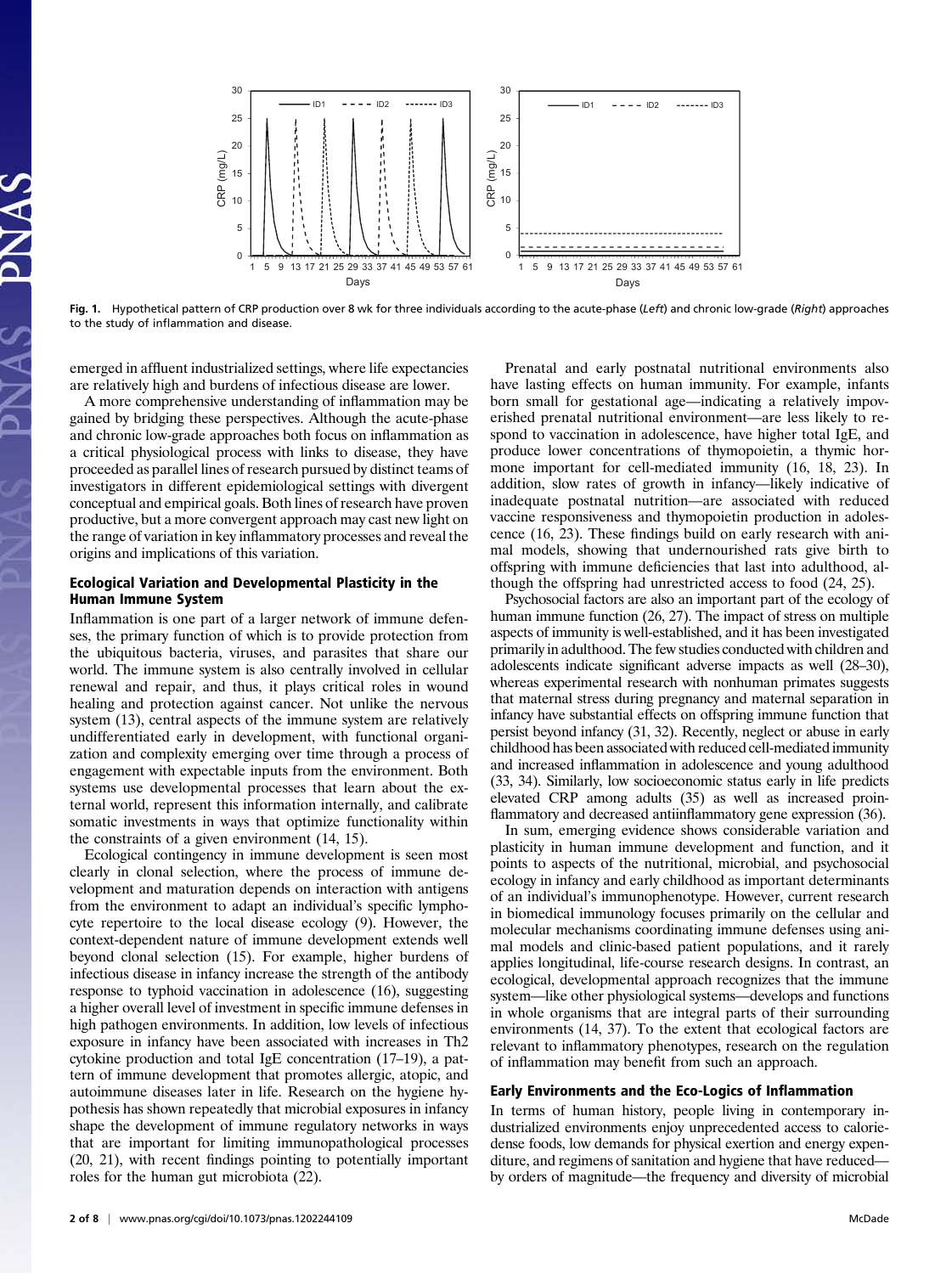30
25
20
15
10
5
0
CRP (mg/L)
1 5 9 13 17 21 25 29 33 37 41 45 49 53 57 61
Days
ID1 ID2 ID3

30
25
20
15
10
5
0
CRP (mg/L)
1 5 9 13 17 21 25 29 33 37 41 45 49 53 57 61
Days
ID1 ID2 ID3

**Fig. 1.** Hypothetical pattern of CRP production over 8 wk for three individuals according to the acute-phase (*Left*) and chronic low-grade (*Right*) approaches to the study of inflammation and disease.

emerged in affluent industrialized settings, where life expectancies are relatively high and burdens of infectious disease are lower.

A more comprehensive understanding of inflammation may be gained by bridging these perspectives. Although the acute-phase and chronic low-grade approaches both focus on inflammation as a critical physiological process with links to disease, they have proceeded as parallel lines of research pursued by distinct teams of investigators in different epidemiological settings with divergent conceptual and empirical goals. Both lines of research have proven productive, but a more convergent approach may cast new light on the range of variation in key inflammatory processes and reveal the origins and implications of this variation.

## Ecological Variation and Developmental Plasticity in the Human Immune System

Inflammation is one part of a larger network of immune defenses, the primary function of which is to provide protection from the ubiquitous bacteria, viruses, and parasites that share our world. The immune system is also centrally involved in cellular renewal and repair, and thus, it plays critical roles in wound healing and protection against cancer. Not unlike the nervous system (13), central aspects of the immune system are relatively undifferentiated early in development, with functional organization and complexity emerging over time through a process of engagement with expectable inputs from the environment. Both systems use developmental processes that learn about the external world, represent this information internally, and calibrate somatic investments in ways that optimize functionality within the constraints of a given environment (14, 15).

Ecological contingency in immune development is seen most clearly in clonal selection, where the process of immune development and maturation depends on interaction with antigens from the environment to adapt an individual's specific lymphocyte repertoire to the local disease ecology (9). However, the context-dependent nature of immune development extends well beyond clonal selection (15). For example, higher burdens of infectious disease in infancy increase the strength of the antibody response to typhoid vaccination in adolescence (16), suggesting a higher overall level of investment in specific immune defenses in high pathogen environments. In addition, low levels of infectious exposure in infancy have been associated with increases in Th2 cytokine production and total IgE concentration (17–19), a pattern of immune development that promotes allergic, atopic, and autoimmune diseases later in life. Research on the hygiene hypothesis has shown repeatedly that microbial exposures in infancy shape the development of immune regulatory networks in ways that are important for limiting immunopathological processes (20, 21), with recent findings pointing to potentially important roles for the human gut microbiota (22).

Prenatal and early postnatal nutritional environments also have lasting effects on human immunity. For example, infants born small for gestational age—indicating a relatively impoverished prenatal nutritional environment—are less likely to respond to vaccination in adolescence, have higher total IgE, and produce lower concentrations of thymopoietin, a thymic hormone important for cell-mediated immunity (16, 18, 23). In addition, slow rates of growth in infancy—likely indicative of inadequate postnatal nutrition—are associated with reduced vaccine responsiveness and thymopoietin production in adolescence (16, 23). These findings build on early research with animal models, showing that undernourished rats give birth to offspring with immune deficiencies that last into adulthood, although the offspring had unrestricted access to food (24, 25).

Psychosocial factors are also an important part of the ecology of human immune function (26, 27). The impact of stress on multiple aspects of immunity is well-established, and it has been investigated primarily in adulthood. The few studies conducted with children and adolescents indicate significant adverse impacts as well (28–30), whereas experimental research with nonhuman primates suggests that maternal stress during pregnancy and maternal separation in infancy have substantial effects on offspring immune function that persist beyond infancy (31, 32). Recently, neglect or abuse in early childhood has been associated with reduced cell-mediated immunity and increased inflammation in adolescence and young adulthood (33, 34). Similarly, low socioeconomic status early in life predicts elevated CRP among adults (35) as well as increased proinflammatory and decreased antiinflammatory gene expression (36).

In sum, emerging evidence shows considerable variation and plasticity in human immune development and function, and it points to aspects of the nutritional, microbial, and psychosocial ecology in infancy and early childhood as important determinants of an individual's immunophenotype. However, current research in biomedical immunology focuses primarily on the cellular and molecular mechanisms coordinating immune defenses using animal models and clinic-based patient populations, and it rarely applies longitudinal, life-course research designs. In contrast, an ecological, developmental approach recognizes that the immune system—like other physiological systems—develops and functions in whole organisms that are integral parts of their surrounding environments (14, 37). To the extent that ecological factors are relevant to inflammatory phenotypes, research on the regulation of inflammation may benefit from such an approach.

## Early Environments and the Eco-Logics of Inflammation

In terms of human history, people living in contemporary industrialized environments enjoy unprecedented access to calorie-dense foods, low demands for physical exertion and energy expenditure, and regimens of sanitation and hygiene that have reduced—by orders of magnitude—the frequency and diversity of microbial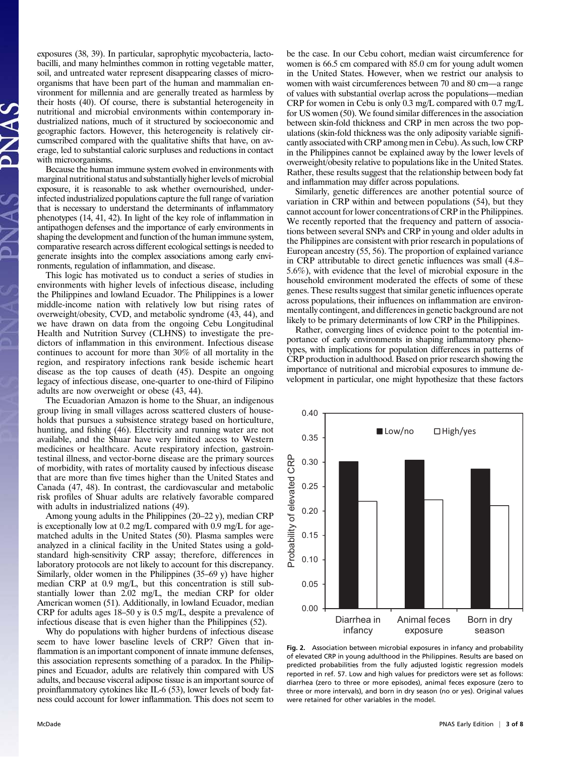exposures (38, 39). In particular, saprophytic mycobacteria, lactobacilli, and many helminthes common in rotting vegetable matter, soil, and untreated water represent disappearing classes of microorganisms that have been part of the human and mammalian environment for millennia and are generally treated as harmless by their hosts (40). Of course, there is substantial heterogeneity in nutritional and microbial environments within contemporary industrialized nations, much of it structured by socioeconomic and geographic factors. However, this heterogeneity is relatively circumscribed compared with the qualitative shifts that have, on average, led to substantial caloric surpluses and reductions in contact with microorganisms.

Because the human immune system evolved in environments with marginal nutritional status and substantially higher levels of microbial exposure, it is reasonable to ask whether overnourished, underinfected industrialized populations capture the full range of variation that is necessary to understand the determinants of inflammatory phenotypes (14, 41, 42). In light of the key role of inflammation in antipathogen defenses and the importance of early environments in shaping the development and function of the human immune system, comparative research across different ecological settings is needed to generate insights into the complex associations among early environments, regulation of inflammation, and disease.

This logic has motivated us to conduct a series of studies in environments with higher levels of infectious disease, including the Philippines and lowland Ecuador. The Philippines is a lower middle-income nation with relatively low but rising rates of overweight/obesity, CVD, and metabolic syndrome (43, 44), and we have drawn on data from the ongoing Cebu Longitudinal Health and Nutrition Survey (CLHNS) to investigate the predictors of inflammation in this environment. Infectious disease continues to account for more than 30% of all mortality in the region, and respiratory infections rank beside ischemic heart disease as the top causes of death (45). Despite an ongoing legacy of infectious disease, one-quarter to one-third of Filipino adults are now overweight or obese (43, 44).

The Ecuadorian Amazon is home to the Shuar, an indigenous group living in small villages across scattered clusters of households that pursues a subsistence strategy based on horticulture, hunting, and fishing (46). Electricity and running water are not available, and the Shuar have very limited access to Western medicines or healthcare. Acute respiratory infection, gastrointestinal illness, and vector-borne disease are the primary sources of morbidity, with rates of mortality caused by infectious disease that are more than five times higher than the United States and Canada (47, 48). In contrast, the cardiovascular and metabolic risk profiles of Shuar adults are relatively favorable compared with adults in industrialized nations (49).

Among young adults in the Philippines (20–22 y), median CRP is exceptionally low at 0.2 mg/L compared with 0.9 mg/L for age-matched adults in the United States (50). Plasma samples were analyzed in a clinical facility in the United States using a gold-standard high-sensitivity CRP assay; therefore, differences in laboratory protocols are not likely to account for this discrepancy. Similarly, older women in the Philippines (35–69 y) have higher median CRP at 0.9 mg/L, but this concentration is still substantially lower than 2.02 mg/L, the median CRP for older American women (51). Additionally, in lowland Ecuador, median CRP for adults ages 18–50 y is 0.5 mg/L, despite a prevalence of infectious disease that is even higher than the Philippines (52).

Why do populations with higher burdens of infectious disease seem to have lower baseline levels of CRP? Given that inflammation is an important component of innate immune defenses, this association represents something of a paradox. In the Philippines and Ecuador, adults are relatively thin compared with US adults, and because visceral adipose tissue is an important source of proinflammatory cytokines like IL-6 (53), lower levels of body fatness could account for lower inflammation. This does not seem to be the case. In our Cebu cohort, median waist circumference for women is 66.5 cm compared with 85.0 cm for young adult women in the United States. However, when we restrict our analysis to women with waist circumferences between 70 and 80 cm—a range of values with substantial overlap across the populations—median CRP for women in Cebu is only 0.3 mg/L compared with 0.7 mg/L for US women (50). We found similar differences in the association between skin-fold thickness and CRP in men across the two populations (skin-fold thickness was the only adiposity variable significantly associated with CRP among men in Cebu). As such, low CRP in the Philippines cannot be explained away by the lower levels of overweight/obesity relative to populations like in the United States. Rather, these results suggest that the relationship between body fat and inflammation may differ across populations.

Similarly, genetic differences are another potential source of variation in CRP within and between populations (54), but they cannot account for lower concentrations of CRP in the Philippines. We recently reported that the frequency and pattern of associations between several SNPs and CRP in young and older adults in the Philippines are consistent with prior research in populations of European ancestry (55, 56). The proportion of explained variance in CRP attributable to direct genetic influences was small (4.8–5.6%), with evidence that the level of microbial exposure in the household environment moderated the effects of some of these genes. These results suggest that similar genetic influences operate across populations, their influences on inflammation are environmentally contingent, and differences in genetic background are not likely to be primary determinants of low CRP in the Philippines.

Rather, converging lines of evidence point to the potential importance of early environments in shaping inflammatory phenotypes, with implications for population differences in patterns of CRP production in adulthood. Based on prior research showing the importance of nutritional and microbial exposures to immune development in particular, one might hypothesize that these factors

**Fig. 2.** Association between microbial exposures in infancy and probability of elevated CRP in young adulthood in the Philippines. Results are based on predicted probabilities from the fully adjusted logistic regression models reported in ref. 57. Low and high values for predictors were set as follows: diarrhea (zero to three or more episodes), animal feces exposure (zero to three or more intervals), and born in dry season (no or yes). Original values were retained for other variables in the model.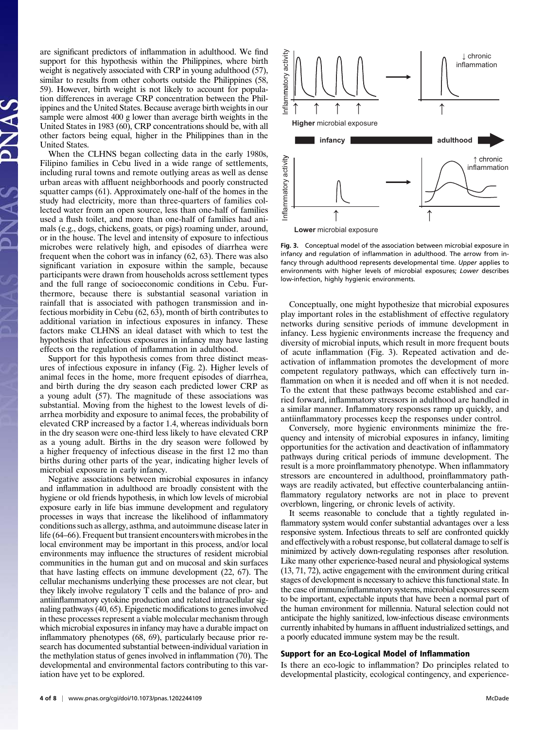are significant predictors of inflammation in adulthood. We find support for this hypothesis within the Philippines, where birth weight is negatively associated with CRP in young adulthood (57), similar to results from other cohorts outside the Philippines (58, 59). However, birth weight is not likely to account for population differences in average CRP concentration between the Philippines and the United States. Because average birth weights in our sample were almost 400 g lower than average birth weights in the United States in 1983 (60), CRP concentrations should be, with all other factors being equal, higher in the Philippines than in the United States.

When the CLHNS began collecting data in the early 1980s, Filipino families in Cebu lived in a wide range of settlements, including rural towns and remote outlying areas as well as dense urban areas with affluent neighborhoods and poorly constructed squatter camps (61). Approximately one-half of the homes in the study had electricity, more than three-quarters of families collected water from an open source, less than one-half of families used a flush toilet, and more than one-half of families had animals (e.g., dogs, chickens, goats, or pigs) roaming under, around, or in the house. The level and intensity of exposure to infectious microbes were relatively high, and episodes of diarrhea were frequent when the cohort was in infancy (62, 63). There was also significant variation in exposure within the sample, because participants were drawn from households across settlement types and the full range of socioeconomic conditions in Cebu. Furthermore, because there is substantial seasonal variation in rainfall that is associated with pathogen transmission and infectious morbidity in Cebu (62, 63), month of birth contributes to additional variation in infectious exposures in infancy. These factors make CLHNS an ideal dataset with which to test the hypothesis that infectious exposures in infancy may have lasting effects on the regulation of inflammation in adulthood.

Support for this hypothesis comes from three distinct measures of infectious exposure in infancy (Fig. 2). Higher levels of animal feces in the home, more frequent episodes of diarrhea, and birth during the dry season each predicted lower CRP as a young adult (57). The magnitude of these associations was substantial. Moving from the highest to the lowest levels of diarrhea morbidity and exposure to animal feces, the probability of elevated CRP increased by a factor 1.4, whereas individuals born in the dry season were one-third less likely to have elevated CRP as a young adult. Births in the dry season were followed by a higher frequency of infectious disease in the first 12 mo than births during other parts of the year, indicating higher levels of microbial exposure in early infancy.

Negative associations between microbial exposures in infancy and inflammation in adulthood are broadly consistent with the hygiene or old friends hypothesis, in which low levels of microbial exposure early in life bias immune development and regulatory processes in ways that increase the likelihood of inflammatory conditions such as allergy, asthma, and autoimmune disease later in life (64–66). Frequent but transient encounters with microbes in the local environment may be important in this process, and/or local environments may influence the structures of resident microbial communities in the human gut and on mucosal and skin surfaces that have lasting effects on immune development (22, 67). The cellular mechanisms underlying these processes are not clear, but they likely involve regulatory T cells and the balance of pro- and antiinflammatory cytokine production and related intracellular signaling pathways (40, 65). Epigenetic modifications to genes involved in these processes represent a viable molecular mechanism through which microbial exposures in infancy may have a durable impact on inflammatory phenotypes (68, 69), particularly because prior research has documented substantial between-individual variation in the methylation status of genes involved in inflammation (70). The developmental and environmental factors contributing to this variation have yet to be explored.

Inflammatory activity
↓ chronic inflammation
**Higher** microbial exposure
infancy
adulthood
Inflammatory activity
↑ chronic inflammation
**Lower** microbial exposure

**Fig. 3.** Conceptual model of the association between microbial exposure in infancy and regulation of inflammation in adulthood. The arrow from infancy through adulthood represents developmental time. *Upper* applies to environments with higher levels of microbial exposures; *Lower* describes low-infection, highly hygienic environments.

Conceptually, one might hypothesize that microbial exposures play important roles in the establishment of effective regulatory networks during sensitive periods of immune development in infancy. Less hygienic environments increase the frequency and diversity of microbial inputs, which result in more frequent bouts of acute inflammation (Fig. 3). Repeated activation and deactivation of inflammation promotes the development of more competent regulatory pathways, which can effectively turn inflammation on when it is needed and off when it is not needed. To the extent that these pathways become established and carried forward, inflammatory stressors in adulthood are handled in a similar manner. Inflammatory responses ramp up quickly, and antiinflammatory processes keep the responses under control.

Conversely, more hygienic environments minimize the frequency and intensity of microbial exposures in infancy, limiting opportunities for the activation and deactivation of inflammatory pathways during critical periods of immune development. The result is a more proinflammatory phenotype. When inflammatory stressors are encountered in adulthood, proinflammatory pathways are readily activated, but effective counterbalancing antiinflammatory regulatory networks are not in place to prevent overblown, lingering, or chronic levels of activity.

It seems reasonable to conclude that a tightly regulated inflammatory system would confer substantial advantages over a less responsive system. Infectious threats to self are confronted quickly and effectively with a robust response, but collateral damage to self is minimized by actively down-regulating responses after resolution. Like many other experience-based neural and physiological systems (13, 71, 72), active engagement with the environment during critical stages of development is necessary to achieve this functional state. In the case of immune/inflammatory systems, microbial exposures seem to be important, expectable inputs that have been a normal part of the human environment for millennia. Natural selection could not anticipate the highly sanitized, low-infectious disease environments currently inhabited by humans in affluent industrialized settings, and a poorly educated immune system may be the result.

## Support for an Eco-Logical Model of Inflammation

Is there an eco-logic to inflammation? Do principles related to developmental plasticity, ecological contingency, and experience-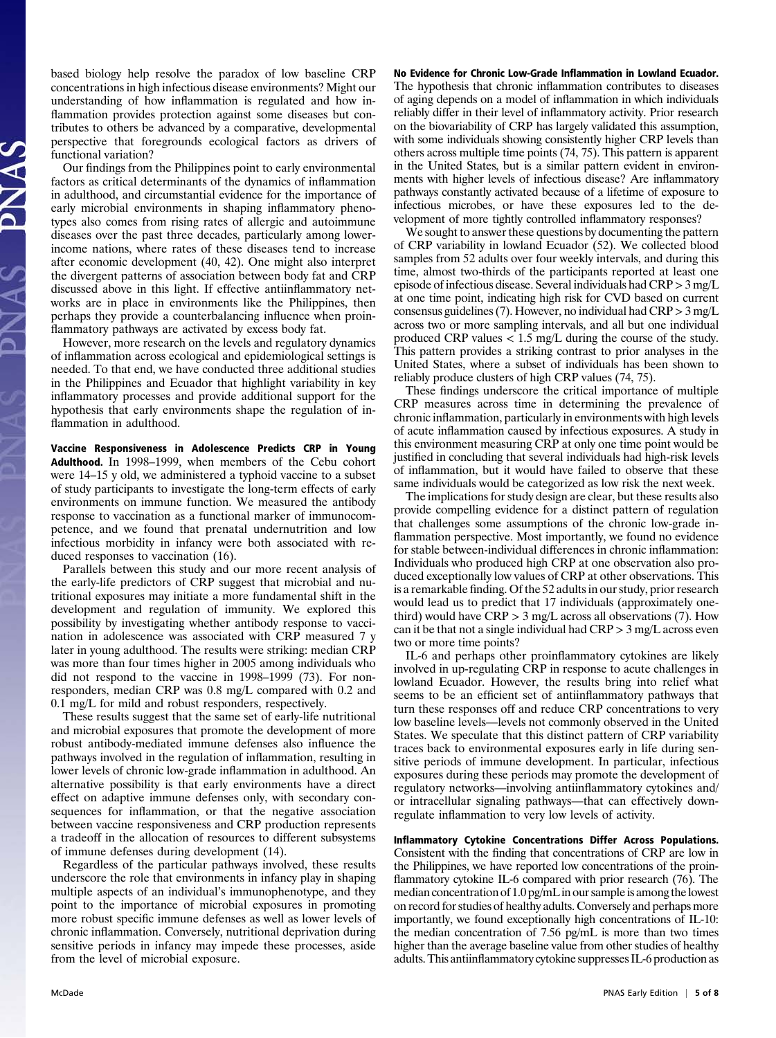based biology help resolve the paradox of low baseline CRP concentrations in high infectious disease environments? Might our understanding of how inflammation is regulated and how inflammation provides protection against some diseases but contributes to others be advanced by a comparative, developmental perspective that foregrounds ecological factors as drivers of functional variation?

Our findings from the Philippines point to early environmental factors as critical determinants of the dynamics of inflammation in adulthood, and circumstantial evidence for the importance of early microbial environments in shaping inflammatory phenotypes also comes from rising rates of allergic and autoimmune diseases over the past three decades, particularly among lower-income nations, where rates of these diseases tend to increase after economic development (40, 42). One might also interpret the divergent patterns of association between body fat and CRP discussed above in this light. If effective antiinflammatory networks are in place in environments like the Philippines, then perhaps they provide a counterbalancing influence when proinflammatory pathways are activated by excess body fat.

However, more research on the levels and regulatory dynamics of inflammation across ecological and epidemiological settings is needed. To that end, we have conducted three additional studies in the Philippines and Ecuador that highlight variability in key inflammatory processes and provide additional support for the hypothesis that early environments shape the regulation of inflammation in adulthood.

**Vaccine Responsiveness in Adolescence Predicts CRP in Young Adulthood.** In 1998–1999, when members of the Cebu cohort were 14–15 y old, we administered a typhoid vaccine to a subset of study participants to investigate the long-term effects of early environments on immune function. We measured the antibody response to vaccination as a functional marker of immunocompetence, and we found that prenatal undernutrition and low infectious morbidity in infancy were both associated with reduced responses to vaccination (16).

Parallels between this study and our more recent analysis of the early-life predictors of CRP suggest that microbial and nutritional exposures may initiate a more fundamental shift in the development and regulation of immunity. We explored this possibility by investigating whether antibody response to vaccination in adolescence was associated with CRP measured 7 y later in young adulthood. The results were striking: median CRP was more than four times higher in 2005 among individuals who did not respond to the vaccine in 1998–1999 (73). For non-responders, median CRP was 0.8 mg/L compared with 0.2 and 0.1 mg/L for mild and robust responders, respectively.

These results suggest that the same set of early-life nutritional and microbial exposures that promote the development of more robust antibody-mediated immune defenses also influence the pathways involved in the regulation of inflammation, resulting in lower levels of chronic low-grade inflammation in adulthood. An alternative possibility is that early environments have a direct effect on adaptive immune defenses only, with secondary consequences for inflammation, or that the negative association between vaccine responsiveness and CRP production represents a tradeoff in the allocation of resources to different subsystems of immune defenses during development (14).

Regardless of the particular pathways involved, these results underscore the role that environments in infancy play in shaping multiple aspects of an individual's immunophenotype, and they point to the importance of microbial exposures in promoting more robust specific immune defenses as well as lower levels of chronic inflammation. Conversely, nutritional deprivation during sensitive periods in infancy may impede these processes, aside from the level of microbial exposure.

**No Evidence for Chronic Low-Grade Inflammation in Lowland Ecuador.** The hypothesis that chronic inflammation contributes to diseases of aging depends on a model of inflammation in which individuals reliably differ in their level of inflammatory activity. Prior research on the biovariability of CRP has largely validated this assumption, with some individuals showing consistently higher CRP levels than others across multiple time points (74, 75). This pattern is apparent in the United States, but is a similar pattern evident in environments with higher levels of infectious disease? Are inflammatory pathways constantly activated because of a lifetime of exposure to infectious microbes, or have these exposures led to the development of more tightly controlled inflammatory responses?

We sought to answer these questions by documenting the pattern of CRP variability in lowland Ecuador (52). We collected blood samples from 52 adults over four weekly intervals, and during this time, almost two-thirds of the participants reported at least one episode of infectious disease. Several individuals had CRP > 3 mg/L at one time point, indicating high risk for CVD based on current consensus guidelines (7). However, no individual had CRP > 3 mg/L across two or more sampling intervals, and all but one individual produced CRP values < 1.5 mg/L during the course of the study. This pattern provides a striking contrast to prior analyses in the United States, where a subset of individuals has been shown to reliably produce clusters of high CRP values (74, 75).

These findings underscore the critical importance of multiple CRP measures across time in determining the prevalence of chronic inflammation, particularly in environments with high levels of acute inflammation caused by infectious exposures. A study in this environment measuring CRP at only one time point would be justified in concluding that several individuals had high-risk levels of inflammation, but it would have failed to observe that these same individuals would be categorized as low risk the next week.

The implications for study design are clear, but these results also provide compelling evidence for a distinct pattern of regulation that challenges some assumptions of the chronic low-grade inflammation perspective. Most importantly, we found no evidence for stable between-individual differences in chronic inflammation: Individuals who produced high CRP at one observation also produced exceptionally low values of CRP at other observations. This is a remarkable finding. Of the 52 adults in our study, prior research would lead us to predict that 17 individuals (approximately one-third) would have CRP > 3 mg/L across all observations (7). How can it be that not a single individual had CRP > 3 mg/L across even two or more time points?

IL-6 and perhaps other proinflammatory cytokines are likely involved in up-regulating CRP in response to acute challenges in lowland Ecuador. However, the results bring into relief what seems to be an efficient set of antiinflammatory pathways that turn these responses off and reduce CRP concentrations to very low baseline levels—levels not commonly observed in the United States. We speculate that this distinct pattern of CRP variability traces back to environmental exposures early in life during sensitive periods of immune development. In particular, infectious exposures during these periods may promote the development of regulatory networks—involving antiinflammatory cytokines and/or intracellular signaling pathways—that can effectively down-regulate inflammation to very low levels of activity.

**Inflammatory Cytokine Concentrations Differ Across Populations.** Consistent with the finding that concentrations of CRP are low in the Philippines, we have reported low concentrations of the proinflammatory cytokine IL-6 compared with prior research (76). The median concentration of 1.0 pg/mL in our sample is among the lowest on record for studies of healthy adults. Conversely and perhaps more importantly, we found exceptionally high concentrations of IL-10: the median concentration of 7.56 pg/mL is more than two times higher than the average baseline value from other studies of healthy adults. This antiinflammatory cytokine suppresses IL-6 production as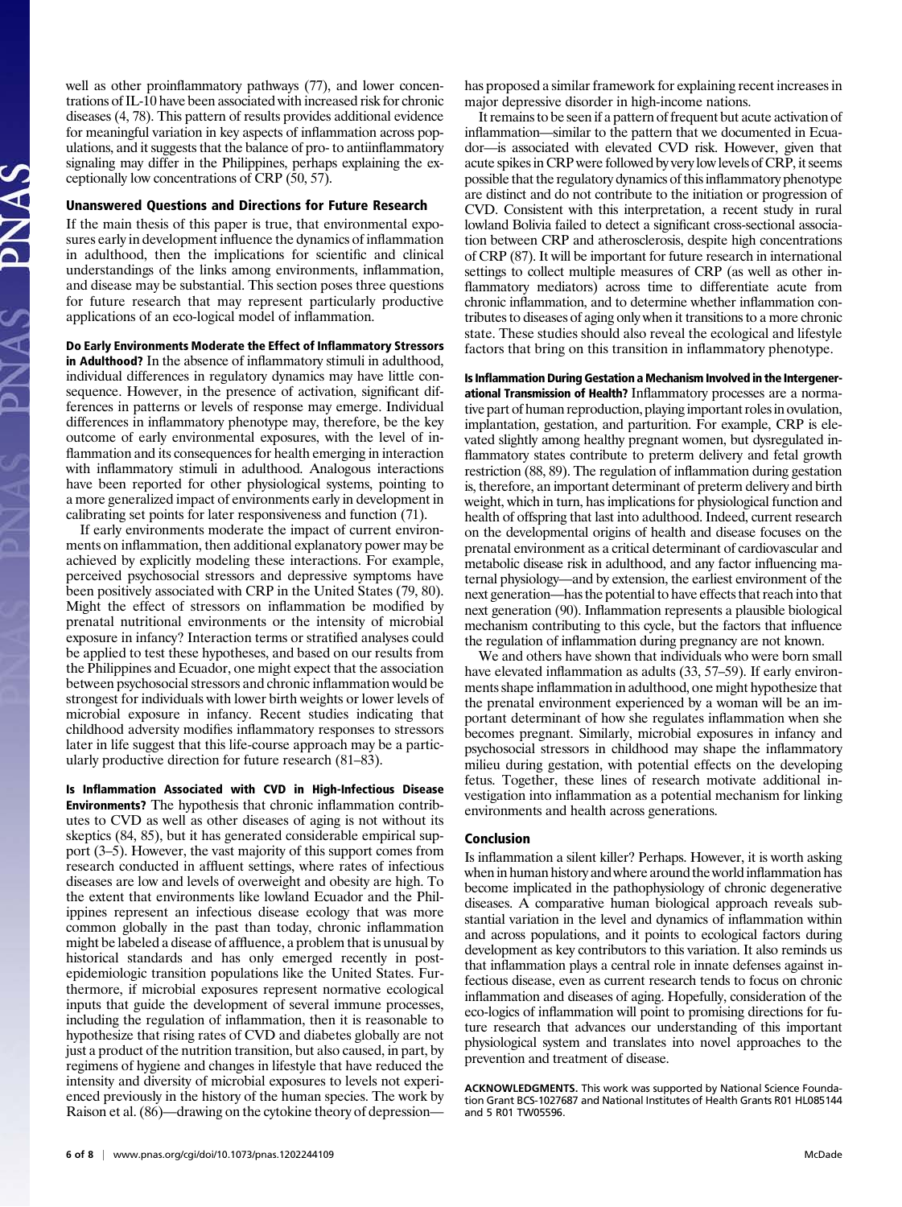well as other proinflammatory pathways (77), and lower concentrations of IL-10 have been associated with increased risk for chronic diseases (4, 78). This pattern of results provides additional evidence for meaningful variation in key aspects of inflammation across populations, and it suggests that the balance of pro- to antiinflammatory signaling may differ in the Philippines, perhaps explaining the exceptionally low concentrations of CRP (50, 57).

## Unanswered Questions and Directions for Future Research

If the main thesis of this paper is true, that environmental exposures early in development influence the dynamics of inflammation in adulthood, then the implications for scientific and clinical understandings of the links among environments, inflammation, and disease may be substantial. This section poses three questions for future research that may represent particularly productive applications of an eco-logical model of inflammation.

**Do Early Environments Moderate the Effect of Inflammatory Stressors in Adulthood?** In the absence of inflammatory stimuli in adulthood, individual differences in regulatory dynamics may have little consequence. However, in the presence of activation, significant differences in patterns or levels of response may emerge. Individual differences in inflammatory phenotype may, therefore, be the key outcome of early environmental exposures, with the level of inflammation and its consequences for health emerging in interaction with inflammatory stimuli in adulthood. Analogous interactions have been reported for other physiological systems, pointing to a more generalized impact of environments early in development in calibrating set points for later responsiveness and function (71).

If early environments moderate the impact of current environments on inflammation, then additional explanatory power may be achieved by explicitly modeling these interactions. For example, perceived psychosocial stressors and depressive symptoms have been positively associated with CRP in the United States (79, 80). Might the effect of stressors on inflammation be modified by prenatal nutritional environments or the intensity of microbial exposure in infancy? Interaction terms or stratified analyses could be applied to test these hypotheses, and based on our results from the Philippines and Ecuador, one might expect that the association between psychosocial stressors and chronic inflammation would be strongest for individuals with lower birth weights or lower levels of microbial exposure in infancy. Recent studies indicating that childhood adversity modifies inflammatory responses to stressors later in life suggest that this life-course approach may be a particularly productive direction for future research (81–83).

**Is Inflammation Associated with CVD in High-Infectious Disease Environments?** The hypothesis that chronic inflammation contributes to CVD as well as other diseases of aging is not without its skeptics (84, 85), but it has generated considerable empirical support (3–5). However, the vast majority of this support comes from research conducted in affluent settings, where rates of infectious diseases are low and levels of overweight and obesity are high. To the extent that environments like lowland Ecuador and the Philippines represent an infectious disease ecology that was more common globally in the past than today, chronic inflammation might be labeled a disease of affluence, a problem that is unusual by historical standards and has only emerged recently in post-epidemiologic transition populations like the United States. Furthermore, if microbial exposures represent normative ecological inputs that guide the development of several immune processes, including the regulation of inflammation, then it is reasonable to hypothesize that rising rates of CVD and diabetes globally are not just a product of the nutrition transition, but also caused, in part, by regimens of hygiene and changes in lifestyle that have reduced the intensity and diversity of microbial exposures to levels not experienced previously in the history of the human species. The work by Raison et al. (86)—drawing on the cytokine theory of depression—has proposed a similar framework for explaining recent increases in major depressive disorder in high-income nations.

It remains to be seen if a pattern of frequent but acute activation of inflammation—similar to the pattern that we documented in Ecuador—is associated with elevated CVD risk. However, given that acute spikes in CRP were followed by very low levels of CRP, it seems possible that the regulatory dynamics of this inflammatory phenotype are distinct and do not contribute to the initiation or progression of CVD. Consistent with this interpretation, a recent study in rural lowland Bolivia failed to detect a significant cross-sectional association between CRP and atherosclerosis, despite high concentrations of CRP (87). It will be important for future research in international settings to collect multiple measures of CRP (as well as other inflammatory mediators) across time to differentiate acute from chronic inflammation, and to determine whether inflammation contributes to diseases of aging only when it transitions to a more chronic state. These studies should also reveal the ecological and lifestyle factors that bring on this transition in inflammatory phenotype.

**Is Inflammation During Gestation a Mechanism Involved in the Intergenerational Transmission of Health?** Inflammatory processes are a normative part of human reproduction, playing important roles in ovulation, implantation, gestation, and parturition. For example, CRP is elevated slightly among healthy pregnant women, but dysregulated inflammatory states contribute to preterm delivery and fetal growth restriction (88, 89). The regulation of inflammation during gestation is, therefore, an important determinant of preterm delivery and birth weight, which in turn, has implications for physiological function and health of offspring that last into adulthood. Indeed, current research on the developmental origins of health and disease focuses on the prenatal environment as a critical determinant of cardiovascular and metabolic disease risk in adulthood, and any factor influencing maternal physiology—and by extension, the earliest environment of the next generation—has the potential to have effects that reach into that next generation (90). Inflammation represents a plausible biological mechanism contributing to this cycle, but the factors that influence the regulation of inflammation during pregnancy are not known.

We and others have shown that individuals who were born small have elevated inflammation as adults (33, 57–59). If early environments shape inflammation in adulthood, one might hypothesize that the prenatal environment experienced by a woman will be an important determinant of how she regulates inflammation when she becomes pregnant. Similarly, microbial exposures in infancy and psychosocial stressors in childhood may shape the inflammatory milieu during gestation, with potential effects on the developing fetus. Together, these lines of research motivate additional investigation into inflammation as a potential mechanism for linking environments and health across generations.

## Conclusion

Is inflammation a silent killer? Perhaps. However, it is worth asking when in human history and where around the world inflammation has become implicated in the pathophysiology of chronic degenerative diseases. A comparative human biological approach reveals substantial variation in the level and dynamics of inflammation within and across populations, and it points to ecological factors during development as key contributors to this variation. It also reminds us that inflammation plays a central role in innate defenses against infectious disease, even as current research tends to focus on chronic inflammation and diseases of aging. Hopefully, consideration of the eco-logics of inflammation will point to promising directions for future research that advances our understanding of this important physiological system and translates into novel approaches to the prevention and treatment of disease.

**ACKNOWLEDGMENTS.** This work was supported by National Science Foundation Grant BCS-1027687 and National Institutes of Health Grants R01 HL085144 and 5 R01 TW05596.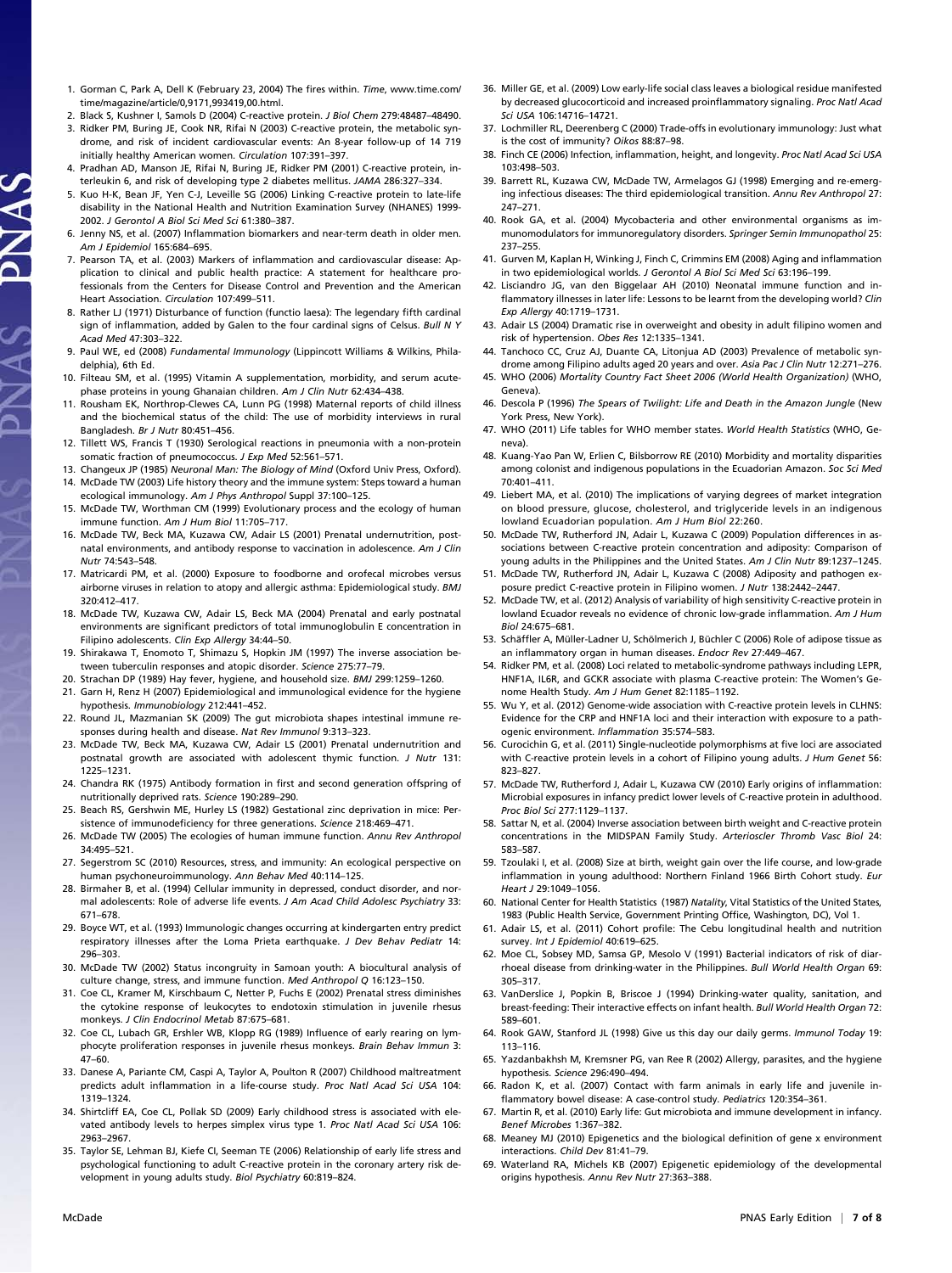1. Gorman C, Park A, Dell K (February 23, 2004) The fires within. *Time*, www.time.com/time/magazine/article/0,9171,993419,00.html.
2. Black S, Kushner I, Samols D (2004) C-reactive protein. *J Biol Chem* 279:48487–48490.
3. Ridker PM, Buring JE, Cook NR, Rifai N (2003) C-reactive protein, the metabolic syndrome, and risk of incident cardiovascular events: An 8-year follow-up of 14 719 initially healthy American women. *Circulation* 107:391–397.
4. Pradhan AD, Manson JE, Rifai N, Buring JE, Ridker PM (2001) C-reactive protein, interleukin 6, and risk of developing type 2 diabetes mellitus. *JAMA* 286:327–334.
5. Kuo H-K, Bean JF, Yen C-J, Leveille SG (2006) Linking C-reactive protein to late-life disability in the National Health and Nutrition Examination Survey (NHANES) 1999-2002. *J Gerontol A Biol Sci Med Sci* 61:380–387.
6. Jenny NS, et al. (2007) Inflammation biomarkers and near-term death in older men. *Am J Epidemiol* 165:684–695.
7. Pearson TA, et al. (2003) Markers of inflammation and cardiovascular disease: Application to clinical and public health practice: A statement for healthcare professionals from the Centers for Disease Control and Prevention and the American Heart Association. *Circulation* 107:499–511.
8. Rather LJ (1971) Disturbance of function (functio laesa): The legendary fifth cardinal sign of inflammation, added by Galen to the four cardinal signs of Celsus. *Bull N Y Acad Med* 47:303–322.
9. Paul WE, ed (2008) *Fundamental Immunology* (Lippincott Williams & Wilkins, Philadelphia), 6th Ed.
10. Filteau SM, et al. (1995) Vitamin A supplementation, morbidity, and serum acute-phase proteins in young Ghanaian children. *Am J Clin Nutr* 62:434–438.
11. Rousham EK, Northrop-Clewes CA, Lunn PG (1998) Maternal reports of child illness and the biochemical status of the child: The use of morbidity interviews in rural Bangladesh. *Br J Nutr* 80:451–456.
12. Tillett WS, Francis T (1930) Serological reactions in pneumonia with a non-protein somatic fraction of pneumococcus. *J Exp Med* 52:561–571.
13. Changeux JP (1985) *Neuronal Man: The Biology of Mind* (Oxford Univ Press, Oxford).
14. McDade TW (2003) Life history theory and the immune system: Steps toward a human ecological immunology. *Am J Phys Anthropol* Suppl 37:100–125.
15. McDade TW, Worthman CM (1999) Evolutionary process and the ecology of human immune function. *Am J Hum Biol* 11:705–717.
16. McDade TW, Beck MA, Kuzawa CW, Adair LS (2001) Prenatal undernutrition, postnatal environments, and antibody response to vaccination in adolescence. *Am J Clin Nutr* 74:543–548.
17. Matricardi PM, et al. (2000) Exposure to foodborne and orofecal microbes versus airborne viruses in relation to atopy and allergic asthma: Epidemiological study. *BMJ* 320:412–417.
18. McDade TW, Kuzawa CW, Adair LS, Beck MA (2004) Prenatal and early postnatal environments are significant predictors of total immunoglobulin E concentration in Filipino adolescents. *Clin Exp Allergy* 34:44–50.
19. Shirakawa T, Enomoto T, Shimazu S, Hopkin JM (1997) The inverse association between tuberculin responses and atopic disorder. *Science* 275:77–79.
20. Strachan DP (1989) Hay fever, hygiene, and household size. *BMJ* 299:1259–1260.
21. Garn H, Renz H (2007) Epidemiological and immunological evidence for the hygiene hypothesis. *Immunobiology* 212:441–452.
22. Round JL, Mazmanian SK (2009) The gut microbiota shapes intestinal immune responses during health and disease. *Nat Rev Immunol* 9:313–323.
23. McDade TW, Beck MA, Kuzawa CW, Adair LS (2001) Prenatal undernutrition and postnatal growth are associated with adolescent thymic function. *J Nutr* 131: 1225–1231.
24. Chandra RK (1975) Antibody formation in first and second generation offspring of nutritionally deprived rats. *Science* 190:289–290.
25. Beach RS, Gershwin ME, Hurley LS (1982) Gestational zinc deprivation in mice: Persistence of immunodeficiency for three generations. *Science* 218:469–471.
26. McDade TW (2005) The ecologies of human immune function. *Annu Rev Anthropol* 34:495–521.
27. Segerstrom SC (2010) Resources, stress, and immunity: An ecological perspective on human psychoneuroimmunology. *Ann Behav Med* 40:114–125.
28. Birmaher B, et al. (1994) Cellular immunity in depressed, conduct disorder, and normal adolescents: Role of adverse life events. *J Am Acad Child Adolesc Psychiatry* 33: 671–678.
29. Boyce WT, et al. (1993) Immunologic changes occurring at kindergarten entry predict respiratory illnesses after the Loma Prieta earthquake. *J Dev Behav Pediatr* 14: 296–303.
30. McDade TW (2002) Status incongruity in Samoan youth: A biocultural analysis of culture change, stress, and immune function. *Med Anthropol Q* 16:123–150.
31. Coe CL, Kramer M, Kirschbaum C, Netter P, Fuchs E (2002) Prenatal stress diminishes the cytokine response of leukocytes to endotoxin stimulation in juvenile rhesus monkeys. *J Clin Endocrinol Metab* 87:675–681.
32. Coe CL, Lubach GR, Ershler WB, Klopp RG (1989) Influence of early rearing on lymphocyte proliferation responses in juvenile rhesus monkeys. *Brain Behav Immun* 3: 47–60.
33. Danese A, Pariante CM, Caspi A, Taylor A, Poulton R (2007) Childhood maltreatment predicts adult inflammation in a life-course study. *Proc Natl Acad Sci USA* 104: 1319–1324.
34. Shirtcliff EA, Coe CL, Pollak SD (2009) Early childhood stress is associated with elevated antibody levels to herpes simplex virus type 1. *Proc Natl Acad Sci USA* 106: 2963–2967.
35. Taylor SE, Lehman BJ, Kiefe CI, Seeman TE (2006) Relationship of early life stress and psychological functioning to adult C-reactive protein in the coronary artery risk development in young adults study. *Biol Psychiatry* 60:819–824.
36. Miller GE, et al. (2009) Low early-life social class leaves a biological residue manifested by decreased glucocorticoid and increased proinflammatory signaling. *Proc Natl Acad Sci USA* 106:14716–14721.
37. Lochmiller RL, Deerenberg C (2000) Trade-offs in evolutionary immunology: Just what is the cost of immunity? *Oikos* 88:87–98.
38. Finch CE (2006) Infection, inflammation, height, and longevity. *Proc Natl Acad Sci USA* 103:498–503.
39. Barrett RL, Kuzawa CW, McDade TW, Armelagos GJ (1998) Emerging and re-emerging infectious diseases: The third epidemiological transition. *Annu Rev Anthropol* 27: 247–271.
40. Rook GA, et al. (2004) Mycobacteria and other environmental organisms as immunomodulators for immunoregulatory disorders. *Springer Semin Immunopathol* 25: 237–255.
41. Gurven M, Kaplan H, Winking J, Finch C, Crimmins EM (2008) Aging and inflammation in two epidemiological worlds. *J Gerontol A Biol Sci Med Sci* 63:196–199.
42. Lisciandro JG, van den Biggelaar AH (2010) Neonatal immune function and inflammatory illnesses in later life: Lessons to be learnt from the developing world? *Clin Exp Allergy* 40:1719–1731.
43. Adair LS (2004) Dramatic rise in overweight and obesity in adult filipino women and risk of hypertension. *Obes Res* 12:1335–1341.
44. Tanchoco CC, Cruz AJ, Duante CA, Litonjua AD (2003) Prevalence of metabolic syndrome among Filipino adults aged 20 years and over. *Asia Pac J Clin Nutr* 12:271–276.
45. WHO (2006) *Mortality Country Fact Sheet 2006 (World Health Organization)* (WHO, Geneva).
46. Descola P (1996) *The Spears of Twilight: Life and Death in the Amazon Jungle* (New York Press, New York).
47. WHO (2011) Life tables for WHO member states. *World Health Statistics* (WHO, Geneva).
48. Kuang-Yao Pan W, Erlien C, Bilsborrow RE (2010) Morbidity and mortality disparities among colonist and indigenous populations in the Ecuadorian Amazon. *Soc Sci Med* 70:401–411.
49. Liebert MA, et al. (2010) The implications of varying degrees of market integration on blood pressure, glucose, cholesterol, and triglyceride levels in an indigenous lowland Ecuadorian population. *Am J Hum Biol* 22:260.
50. McDade TW, Rutherford JN, Adair L, Kuzawa C (2009) Population differences in associations between C-reactive protein concentration and adiposity: Comparison of young adults in the Philippines and the United States. *Am J Clin Nutr* 89:1237–1245.
51. McDade TW, Rutherford JN, Adair L, Kuzawa C (2008) Adiposity and pathogen exposure predict C-reactive protein in Filipino women. *J Nutr* 138:2442–2447.
52. McDade TW, et al. (2012) Analysis of variability of high sensitivity C-reactive protein in lowland Ecuador reveals no evidence of chronic low-grade inflammation. *Am J Hum Biol* 24:675–681.
53. Schäffler A, Müller-Ladner U, Schölmerich J, Büchler C (2006) Role of adipose tissue as an inflammatory organ in human diseases. *Endocr Rev* 27:449–467.
54. Ridker PM, et al. (2008) Loci related to metabolic-syndrome pathways including LEPR, HNF1A, IL6R, and GCKR associate with plasma C-reactive protein: The Women's Genome Health Study. *Am J Hum Genet* 82:1185–1192.
55. Wu Y, et al. (2012) Genome-wide association with C-reactive protein levels in CLHNS: Evidence for the CRP and HNF1A loci and their interaction with exposure to a pathogenic environment. *Inflammation* 35:574–583.
56. Curocichin G, et al. (2011) Single-nucleotide polymorphisms at five loci are associated with C-reactive protein levels in a cohort of Filipino young adults. *J Hum Genet* 56: 823–827.
57. McDade TW, Rutherford J, Adair L, Kuzawa CW (2010) Early origins of inflammation: Microbial exposures in infancy predict lower levels of C-reactive protein in adulthood. *Proc Biol Sci* 277:1129–1137.
58. Sattar N, et al. (2004) Inverse association between birth weight and C-reactive protein concentrations in the MIDSPAN Family Study. *Arterioscler Thromb Vasc Biol* 24: 583–587.
59. Tzoulaki I, et al. (2008) Size at birth, weight gain over the life course, and low-grade inflammation in young adulthood: Northern Finland 1966 Birth Cohort study. *Eur Heart J* 29:1049–1056.
60. National Center for Health Statistics (1987) *Natality*, Vital Statistics of the United States, 1983 (Public Health Service, Government Printing Office, Washington, DC), Vol 1.
61. Adair LS, et al. (2011) Cohort profile: The Cebu longitudinal health and nutrition survey. *Int J Epidemiol* 40:619–625.
62. Moe CL, Sobsey MD, Samsa GP, Mesolo V (1991) Bacterial indicators of risk of diarrhoeal disease from drinking-water in the Philippines. *Bull World Health Organ* 69: 305–317.
63. VanDerslice J, Popkin B, Briscoe J (1994) Drinking-water quality, sanitation, and breast-feeding: Their interactive effects on infant health. *Bull World Health Organ* 72: 589–601.
64. Rook GAW, Stanford JL (1998) Give us this day our daily germs. *Immunol Today* 19: 113–116.
65. Yazdanbakhsh M, Kremsner PG, van Ree R (2002) Allergy, parasites, and the hygiene hypothesis. *Science* 296:490–494.
66. Radon K, et al. (2007) Contact with farm animals in early life and juvenile inflammatory bowel disease: A case-control study. *Pediatrics* 120:354–361.
67. Martin R, et al. (2010) Early life: Gut microbiota and immune development in infancy. *Benef Microbes* 1:367–382.
68. Meaney MJ (2010) Epigenetics and the biological definition of gene x environment interactions. *Child Dev* 81:41–79.
69. Waterland RA, Michels KB (2007) Epigenetic epidemiology of the developmental origins hypothesis. *Annu Rev Nutr* 27:363–388.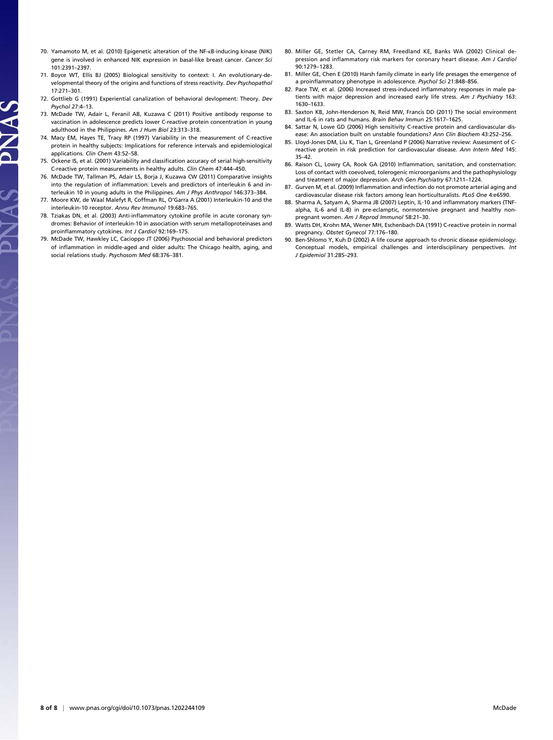70. Yamamoto M, et al. (2010) Epigenetic alteration of the NF-κB-inducing kinase (NIK) gene is involved in enhanced NIK expression in basal-like breast cancer. *Cancer Sci* 101:2391–2397.
71. Boyce WT, Ellis BJ (2005) Biological sensitivity to context: I. An evolutionary-developmental theory of the origins and functions of stress reactivity. *Dev Psychopathol* 17:271–301.
72. Gottlieb G (1991) Experiential canalization of behavioral devlopment: Theory. *Dev Psychol* 27:4–13.
73. McDade TW, Adair L, Feranil AB, Kuzawa C (2011) Positive antibody response to vaccination in adolescence predicts lower C-reactive protein concentration in young adulthood in the Philippines. *Am J Hum Biol* 23:313–318.
74. Macy EM, Hayes TE, Tracy RP (1997) Variability in the measurement of C-reactive protein in healthy subjects: Implications for reference intervals and epidemiological applications. *Clin Chem* 43:52–58.
75. Ockene IS, et al. (2001) Variability and classification accuracy of serial high-sensitivity C-reactive protein measurements in healthy adults. *Clin Chem* 47:444–450.
76. McDade TW, Tallman PS, Adair LS, Borja J, Kuzawa CW (2011) Comparative insights into the regulation of inflammation: Levels and predictors of interleukin 6 and interleukin 10 in young adults in the Philippines. *Am J Phys Anthropol* 146:373–384.
77. Moore KW, de Waal Malefyt R, Coffman RL, O'Garra A (2001) Interleukin-10 and the interleukin-10 receptor. *Annu Rev Immunol* 19:683–765.
78. Tziakas DN, et al. (2003) Anti-inflammatory cytokine profile in acute coronary syndromes: Behavior of interleukin-10 in association with serum metalloproteinases and proinflammatory cytokines. *Int J Cardiol* 92:169–175.
79. McDade TW, Hawkley LC, Cacioppo JT (2006) Psychosocial and behavioral predictors of inflammation in middle-aged and older adults: The Chicago health, aging, and social relations study. *Psychosom Med* 68:376–381.
80. Miller GE, Stetler CA, Carney RM, Freedland KE, Banks WA (2002) Clinical depression and inflammatory risk markers for coronary heart disease. *Am J Cardiol* 90:1279–1283.
81. Miller GE, Chen E (2010) Harsh family climate in early life presages the emergence of a proinflammatory phenotype in adolescence. *Psychol Sci* 21:848–856.
82. Pace TW, et al. (2006) Increased stress-induced inflammatory responses in male patients with major depression and increased early life stress. *Am J Psychiatry* 163:1630–1633.
83. Saxton KB, John-Henderson N, Reid MW, Francis DD (2011) The social environment and IL-6 in rats and humans. *Brain Behav Immun* 25:1617–1625.
84. Sattar N, Lowe GD (2006) High sensitivity C-reactive protein and cardiovascular disease: An association built on unstable foundations? *Ann Clin Biochem* 43:252–256.
85. Lloyd-Jones DM, Liu K, Tian L, Greenland P (2006) Narrative review: Assessment of C-reactive protein in risk prediction for cardiovascular disease. *Ann Intern Med* 145:35–42.
86. Raison CL, Lowry CA, Rook GA (2010) Inflammation, sanitation, and consternation: Loss of contact with coevolved, tolerogenic microorganisms and the pathophysiology and treatment of major depression. *Arch Gen Psychiatry* 67:1211–1224.
87. Gurven M, et al. (2009) Inflammation and infection do not promote arterial aging and cardiovascular disease risk factors among lean horticulturalists. *PLoS One* 4:e6590.
88. Sharma A, Satyam A, Sharma JB (2007) Leptin, IL-10 and inflammatory markers (TNF-alpha, IL-6 and IL-8) in pre-eclamptic, normotensive pregnant and healthy non-pregnant women. *Am J Reprod Immunol* 58:21–30.
89. Watts DH, Krohn MA, Wener MH, Eschenbach DA (1991) C-reactive protein in normal pregnancy. *Obstet Gynecol* 77:176–180.
90. Ben-Shlomo Y, Kuh D (2002) A life course approach to chronic disease epidemiology: Conceptual models, empirical challenges and interdisciplinary perspectives. *Int J Epidemiol* 31:285–293.